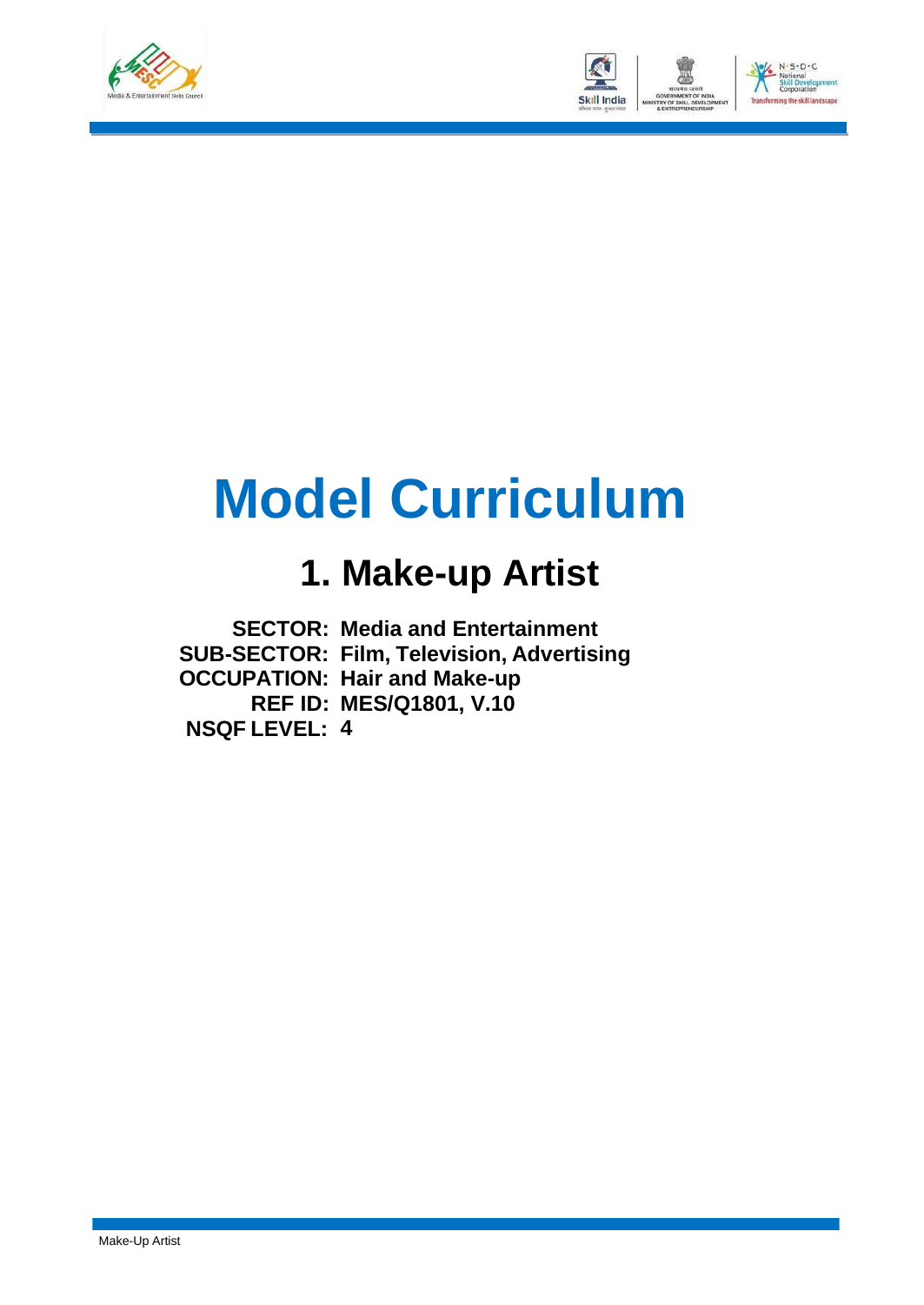# Model Curriculum

## 1. Make-up Artist

**SECTOR:** Media and Entertainment
**SUB-SECTOR:** Film, Television, Advertising
**OCCUPATION:** Hair and Make-up
**REF ID:** MES/Q1801, V.10
**NSQF LEVEL:** 4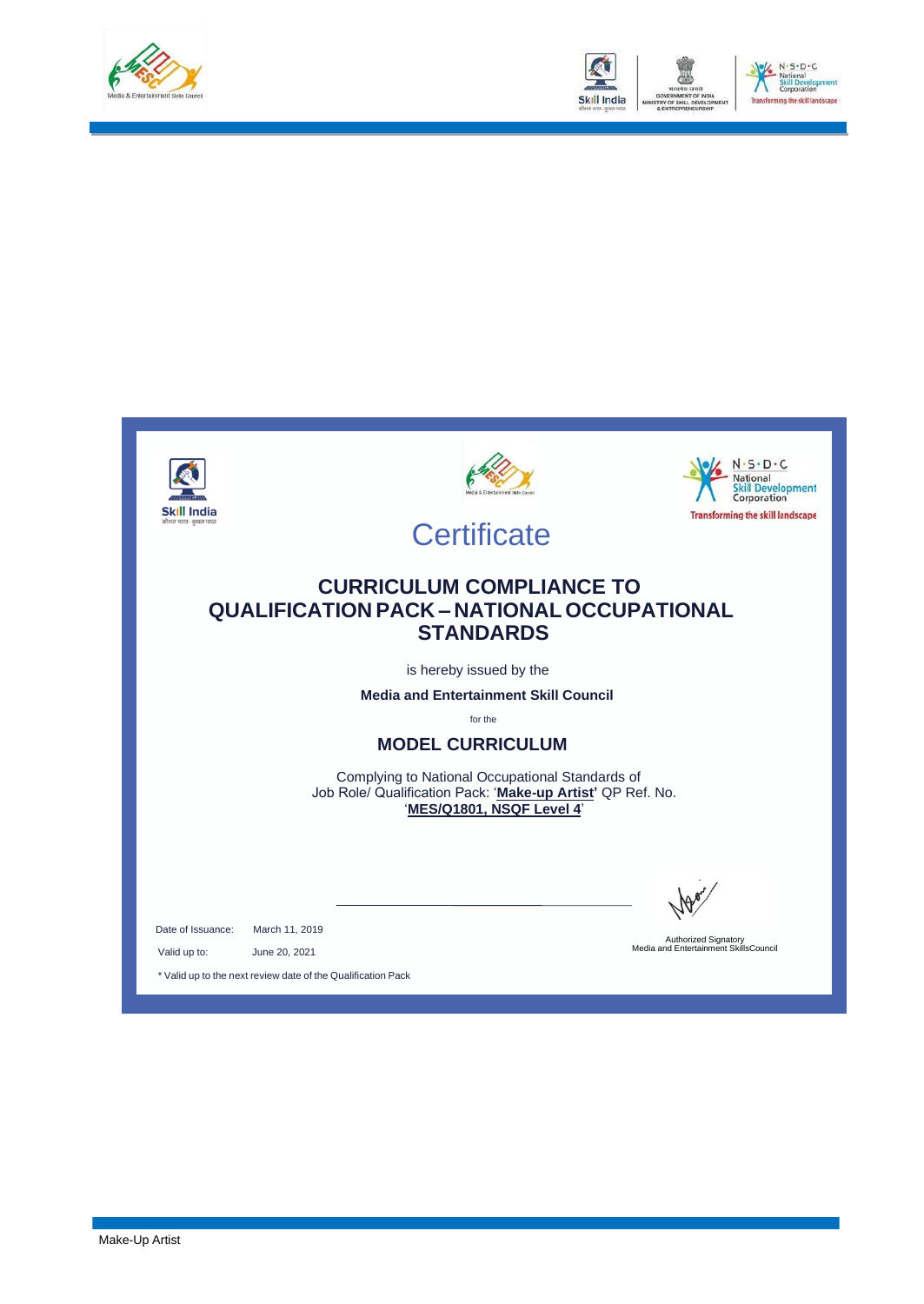# Certificate

## CURRICULUM COMPLIANCE TO QUALIFICATION PACK – NATIONAL OCCUPATIONAL STANDARDS

is hereby issued by the

**Media and Entertainment Skill Council**

for the

**MODEL CURRICULUM**

Complying to National Occupational Standards of
Job Role/ Qualification Pack: '**Make-up Artist**' QP Ref. No.
'**MES/Q1801, NSQF Level 4**'

Date of Issuance: March 11, 2019

Valid up to: June 20, 2021

\* Valid up to the next review date of the Qualification Pack

Authorized Signatory
Media and Entertainment SkillsCouncil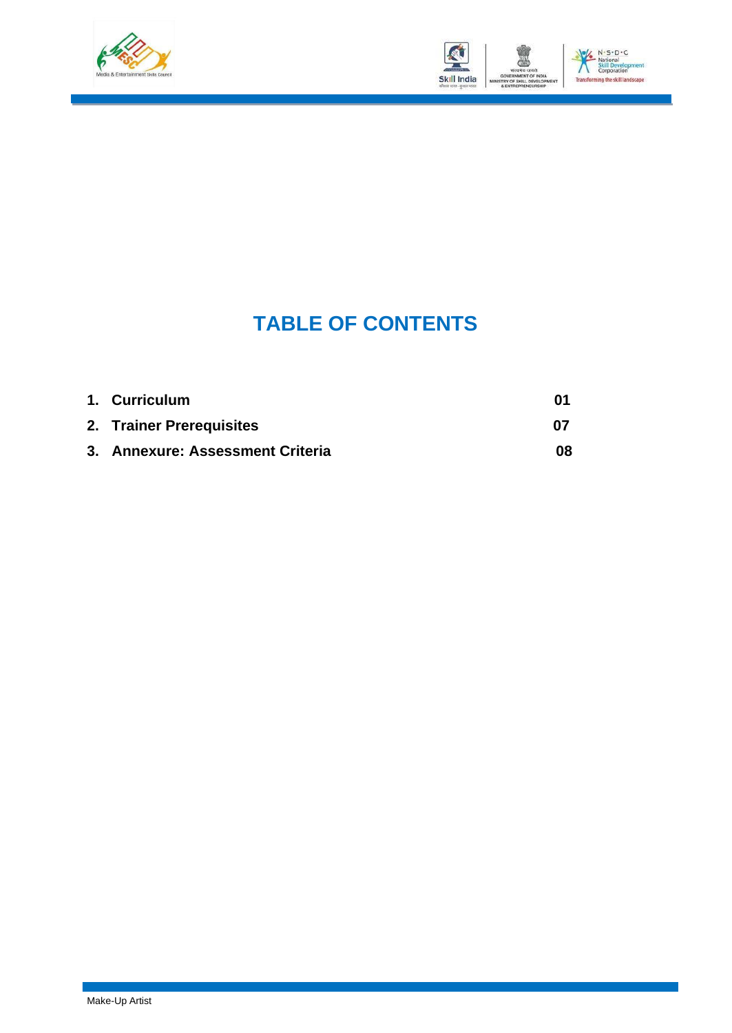# TABLE OF CONTENTS

| | | |
|---|---|---|
| 1. | **Curriculum** | **01** |
| 2. | **Trainer Prerequisites** | **07** |
| 3. | **Annexure: Assessment Criteria** | **08** |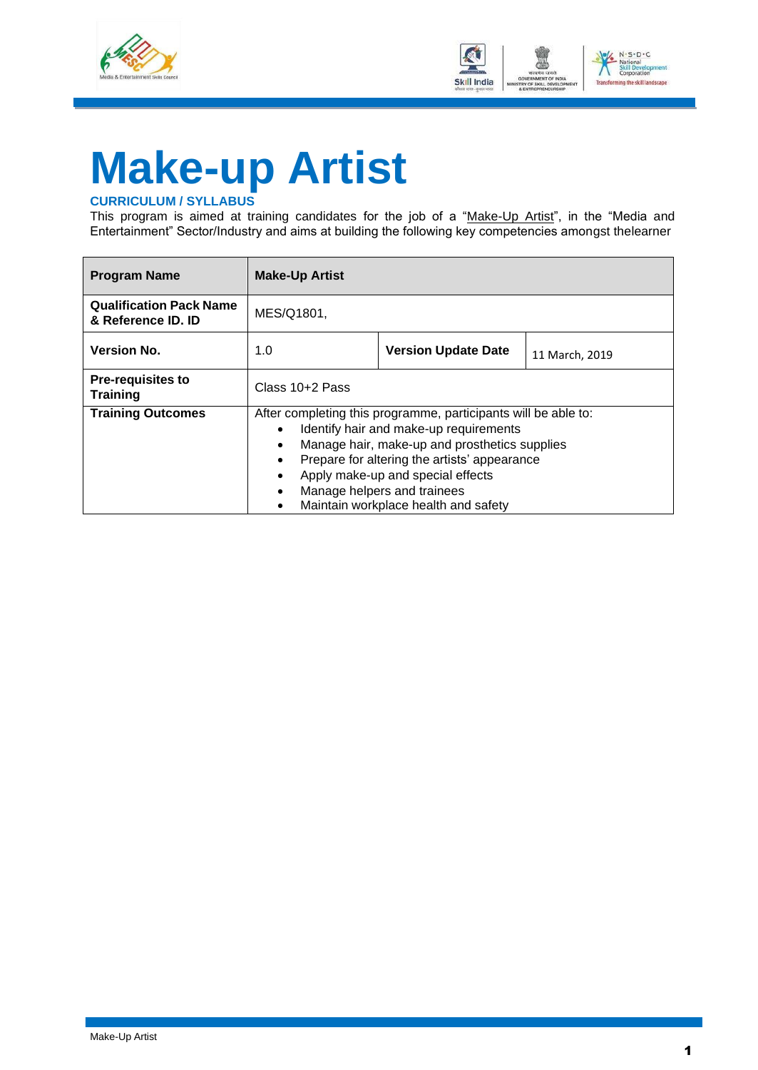# Make-up Artist

**CURRICULUM / SYLLABUS**

This program is aimed at training candidates for the job of a "Make-Up Artist", in the "Media and Entertainment" Sector/Industry and aims at building the following key competencies amongst thelearner

| **Program Name** | **Make-Up Artist** | | |
|---|---|---|---|
| **Qualification Pack Name & Reference ID. ID** | MES/Q1801, | | |
| **Version No.** | 1.0 | **Version Update Date** | 11 March, 2019 |
| **Pre-requisites to Training** | Class 10+2 Pass | | |
| **Training Outcomes** | After completing this programme, participants will be able to:<br>• Identify hair and make-up requirements<br>• Manage hair, make-up and prosthetics supplies<br>• Prepare for altering the artists' appearance<br>• Apply make-up and special effects<br>• Manage helpers and trainees<br>• Maintain workplace health and safety | | |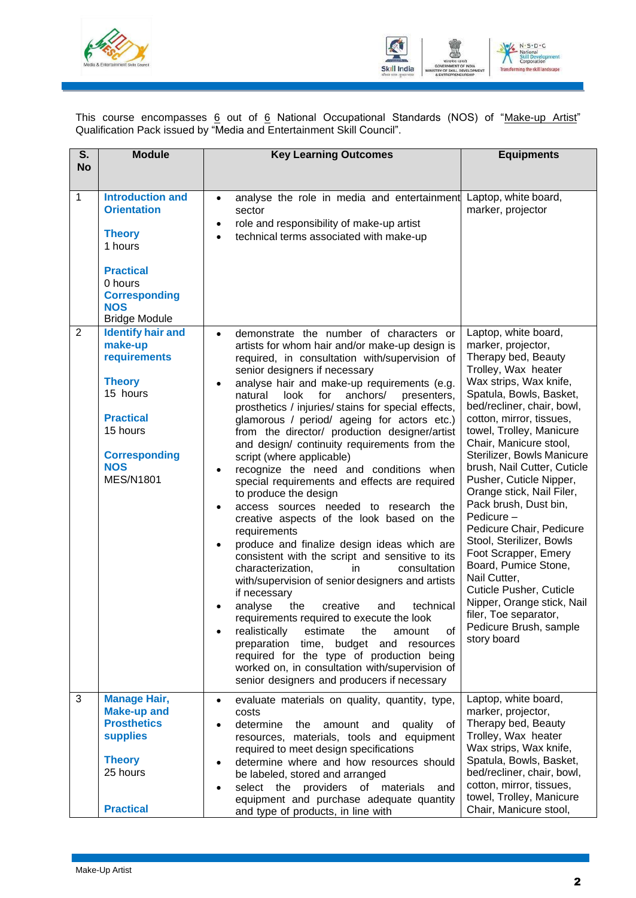This course encompasses 6 out of 6 National Occupational Standards (NOS) of "Make-up Artist" Qualification Pack issued by "Media and Entertainment Skill Council".

| S. No | Module | Key Learning Outcomes | Equipments |
|---|---|---|---|
| 1 | **Introduction and Orientation**<br><br>**Theory**<br>1 hours<br><br>**Practical**<br>0 hours<br>**Corresponding NOS**<br>Bridge Module | • analyse the role in media and entertainment sector<br>• role and responsibility of make-up artist<br>• technical terms associated with make-up | Laptop, white board, marker, projector |
| 2 | **Identify hair and make-up requirements**<br><br>**Theory**<br>15 hours<br><br>**Practical**<br>15 hours<br><br>**Corresponding NOS**<br>MES/N1801 | • demonstrate the number of characters or artists for whom hair and/or make-up design is required, in consultation with/supervision of senior designers if necessary<br>• analyse hair and make-up requirements (e.g. natural look for anchors/ presenters, prosthetics / injuries/ stains for special effects, glamorous / period/ ageing for actors etc.) from the director/ production designer/artist and design/ continuity requirements from the script (where applicable)<br>• recognize the need and conditions when special requirements and effects are required to produce the design<br>• access sources needed to research the creative aspects of the look based on the requirements<br>• produce and finalize design ideas which are consistent with the script and sensitive to its characterization, in consultation with/supervision of senior designers and artists if necessary<br>• analyse the creative and technical requirements required to execute the look<br>• realistically estimate the amount of preparation time, budget and resources required for the type of production being worked on, in consultation with/supervision of senior designers and producers if necessary | Laptop, white board, marker, projector, Therapy bed, Beauty Trolley, Wax heater Wax strips, Wax knife, Spatula, Bowls, Basket, bed/recliner, chair, bowl, cotton, mirror, tissues, towel, Trolley, Manicure Chair, Manicure stool, Sterilizer, Bowls Manicure brush, Nail Cutter, Cuticle Pusher, Cuticle Nipper, Orange stick, Nail Filer, Pack brush, Dust bin, Pedicure –<br>Pedicure Chair, Pedicure Stool, Sterilizer, Bowls Foot Scrapper, Emery Board, Pumice Stone, Nail Cutter, Cuticle Pusher, Cuticle Nipper, Orange stick, Nail filer, Toe separator, Pedicure Brush, sample story board |
| 3 | **Manage Hair, Make-up and Prosthetics supplies**<br><br>**Theory**<br>25 hours<br><br>**Practical** | • evaluate materials on quality, quantity, type, costs<br>• determine the amount and quality of resources, materials, tools and equipment required to meet design specifications<br>• determine where and how resources should be labeled, stored and arranged<br>• select the providers of materials and equipment and purchase adequate quantity and type of products, in line with | Laptop, white board, marker, projector, Therapy bed, Beauty Trolley, Wax heater Wax strips, Wax knife, Spatula, Bowls, Basket, bed/recliner, chair, bowl, cotton, mirror, tissues, towel, Trolley, Manicure Chair, Manicure stool, |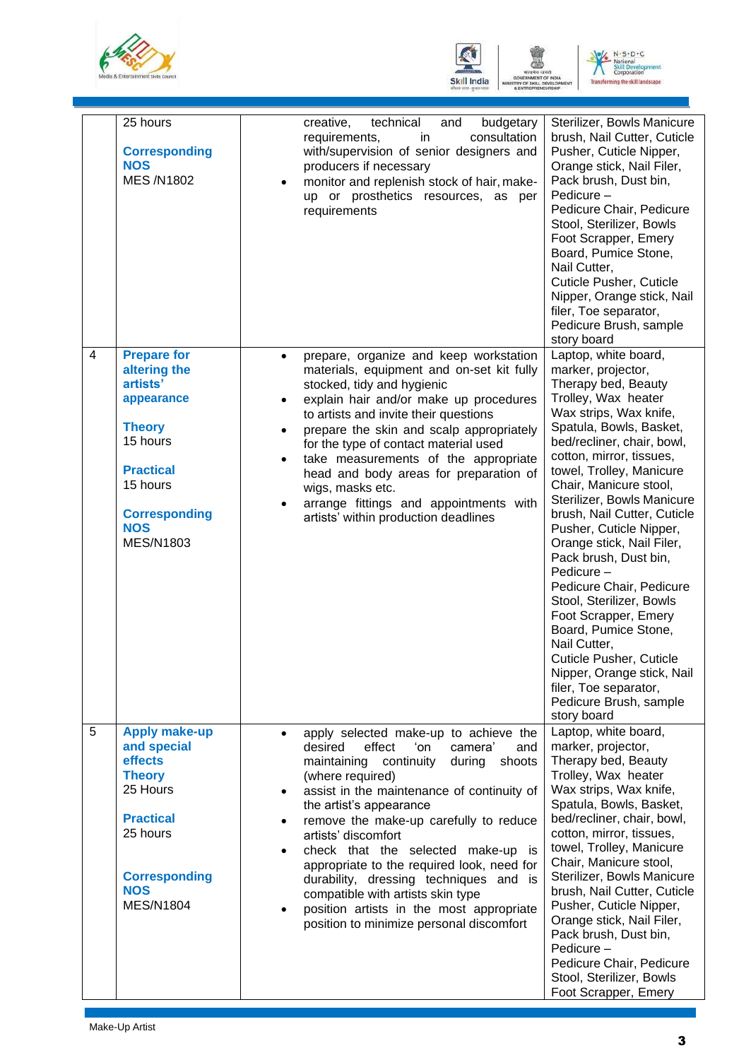| | | | |
|---|---|---|---|
| | 25 hours<br><br>**Corresponding NOS**<br>MES /N1802 | creative, technical and budgetary requirements, in consultation with/supervision of senior designers and producers if necessary<br>• monitor and replenish stock of hair, make-up or prosthetics resources, as per requirements | Sterilizer, Bowls Manicure brush, Nail Cutter, Cuticle Pusher, Cuticle Nipper, Orange stick, Nail Filer, Pack brush, Dust bin, Pedicure – Pedicure Chair, Pedicure Stool, Sterilizer, Bowls Foot Scrapper, Emery Board, Pumice Stone, Nail Cutter, Cuticle Pusher, Cuticle Nipper, Orange stick, Nail filer, Toe separator, Pedicure Brush, sample story board |
| 4 | **Prepare for altering the artists' appearance**<br><br>**Theory**<br>15 hours<br><br>**Practical**<br>15 hours<br><br>**Corresponding NOS**<br>MES/N1803 | • prepare, organize and keep workstation materials, equipment and on-set kit fully stocked, tidy and hygienic<br>• explain hair and/or make up procedures to artists and invite their questions<br>• prepare the skin and scalp appropriately for the type of contact material used<br>• take measurements of the appropriate head and body areas for preparation of wigs, masks etc.<br>• arrange fittings and appointments with artists' within production deadlines | Laptop, white board, marker, projector, Therapy bed, Beauty Trolley, Wax heater Wax strips, Wax knife, Spatula, Bowls, Basket, bed/recliner, chair, bowl, cotton, mirror, tissues, towel, Trolley, Manicure Chair, Manicure stool, Sterilizer, Bowls Manicure brush, Nail Cutter, Cuticle Pusher, Cuticle Nipper, Orange stick, Nail Filer, Pack brush, Dust bin, Pedicure – Pedicure Chair, Pedicure Stool, Sterilizer, Bowls Foot Scrapper, Emery Board, Pumice Stone, Nail Cutter, Cuticle Pusher, Cuticle Nipper, Orange stick, Nail filer, Toe separator, Pedicure Brush, sample story board |
| 5 | **Apply make-up and special effects**<br>**Theory**<br>25 Hours<br><br>**Practical**<br>25 hours<br><br>**Corresponding NOS**<br>MES/N1804 | • apply selected make-up to achieve the desired effect 'on camera' and maintaining continuity during shoots (where required)<br>• assist in the maintenance of continuity of the artist's appearance<br>• remove the make-up carefully to reduce artists' discomfort<br>• check that the selected make-up is appropriate to the required look, need for durability, dressing techniques and is compatible with artists skin type<br>• position artists in the most appropriate position to minimize personal discomfort | Laptop, white board, marker, projector, Therapy bed, Beauty Trolley, Wax heater Wax strips, Wax knife, Spatula, Bowls, Basket, bed/recliner, chair, bowl, cotton, mirror, tissues, towel, Trolley, Manicure Chair, Manicure stool, Sterilizer, Bowls Manicure brush, Nail Cutter, Cuticle Pusher, Cuticle Nipper, Orange stick, Nail Filer, Pack brush, Dust bin, Pedicure – Pedicure Chair, Pedicure Stool, Sterilizer, Bowls Foot Scrapper, Emery |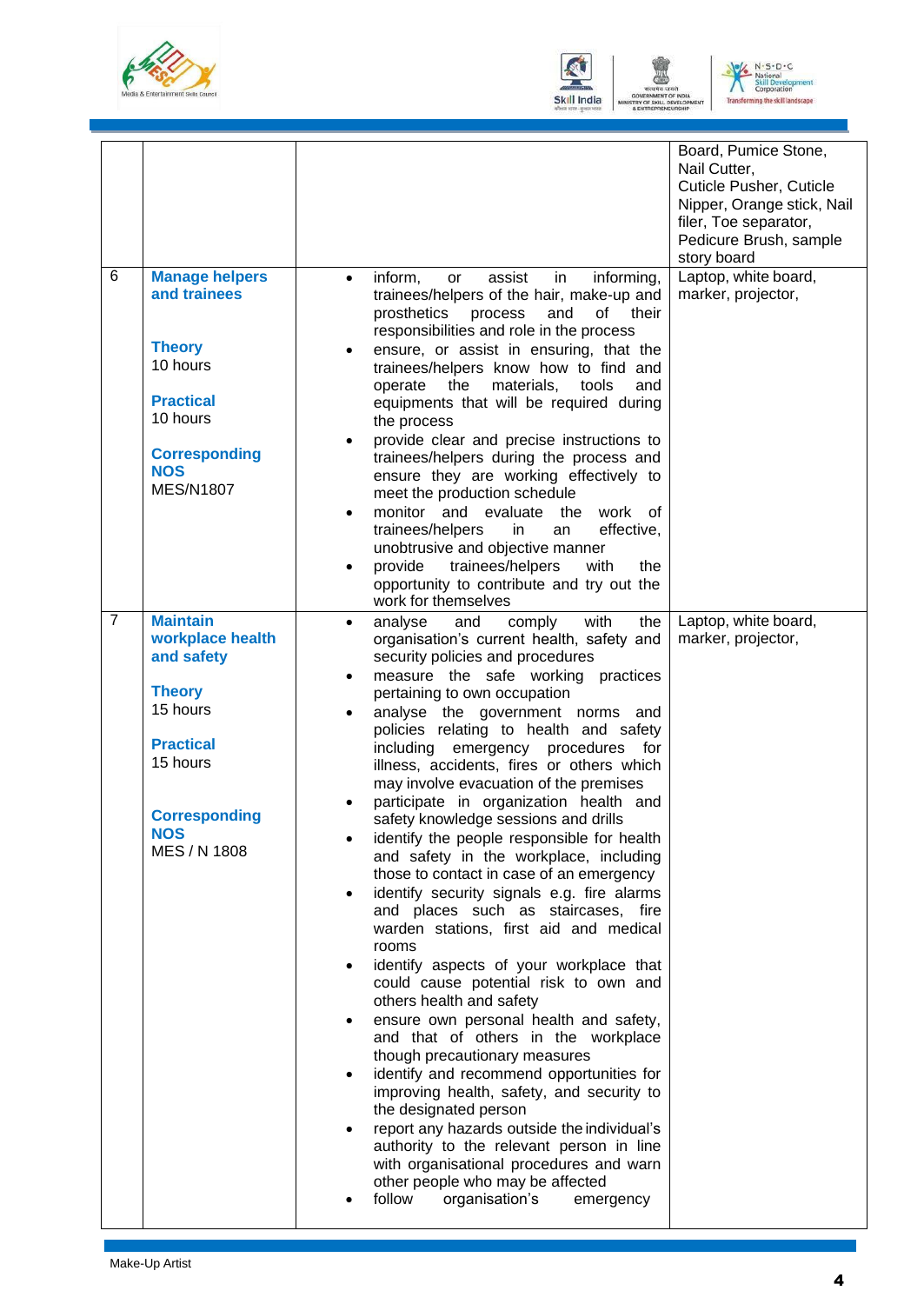| | | | |
|---|---|---|---|
| | | | Board, Pumice Stone, Nail Cutter, Cuticle Pusher, Cuticle Nipper, Orange stick, Nail filer, Toe separator, Pedicure Brush, sample story board |
| 6 | **Manage helpers and trainees**<br><br>**Theory**<br>10 hours<br><br>**Practical**<br>10 hours<br><br>**Corresponding NOS**<br>MES/N1807 | • inform, or assist in informing, trainees/helpers of the hair, make-up and prosthetics process and of their responsibilities and role in the process<br>• ensure, or assist in ensuring, that the trainees/helpers know how to find and operate the materials, tools and equipments that will be required during the process<br>• provide clear and precise instructions to trainees/helpers during the process and ensure they are working effectively to meet the production schedule<br>• monitor and evaluate the work of trainees/helpers in an effective, unobtrusive and objective manner<br>• provide trainees/helpers with the opportunity to contribute and try out the work for themselves | Laptop, white board, marker, projector, |
| 7 | **Maintain workplace health and safety**<br><br>**Theory**<br>15 hours<br><br>**Practical**<br>15 hours<br><br>**Corresponding NOS**<br>MES / N 1808 | • analyse and comply with the organisation's current health, safety and security policies and procedures<br>• measure the safe working practices pertaining to own occupation<br>• analyse the government norms and policies relating to health and safety including emergency procedures for illness, accidents, fires or others which may involve evacuation of the premises<br>• participate in organization health and safety knowledge sessions and drills<br>• identify the people responsible for health and safety in the workplace, including those to contact in case of an emergency<br>• identify security signals e.g. fire alarms and places such as staircases, fire warden stations, first aid and medical rooms<br>• identify aspects of your workplace that could cause potential risk to own and others health and safety<br>• ensure own personal health and safety, and that of others in the workplace though precautionary measures<br>• identify and recommend opportunities for improving health, safety, and security to the designated person<br>• report any hazards outside the individual's authority to the relevant person in line with organisational procedures and warn other people who may be affected<br>• follow organisation's emergency | Laptop, white board, marker, projector, |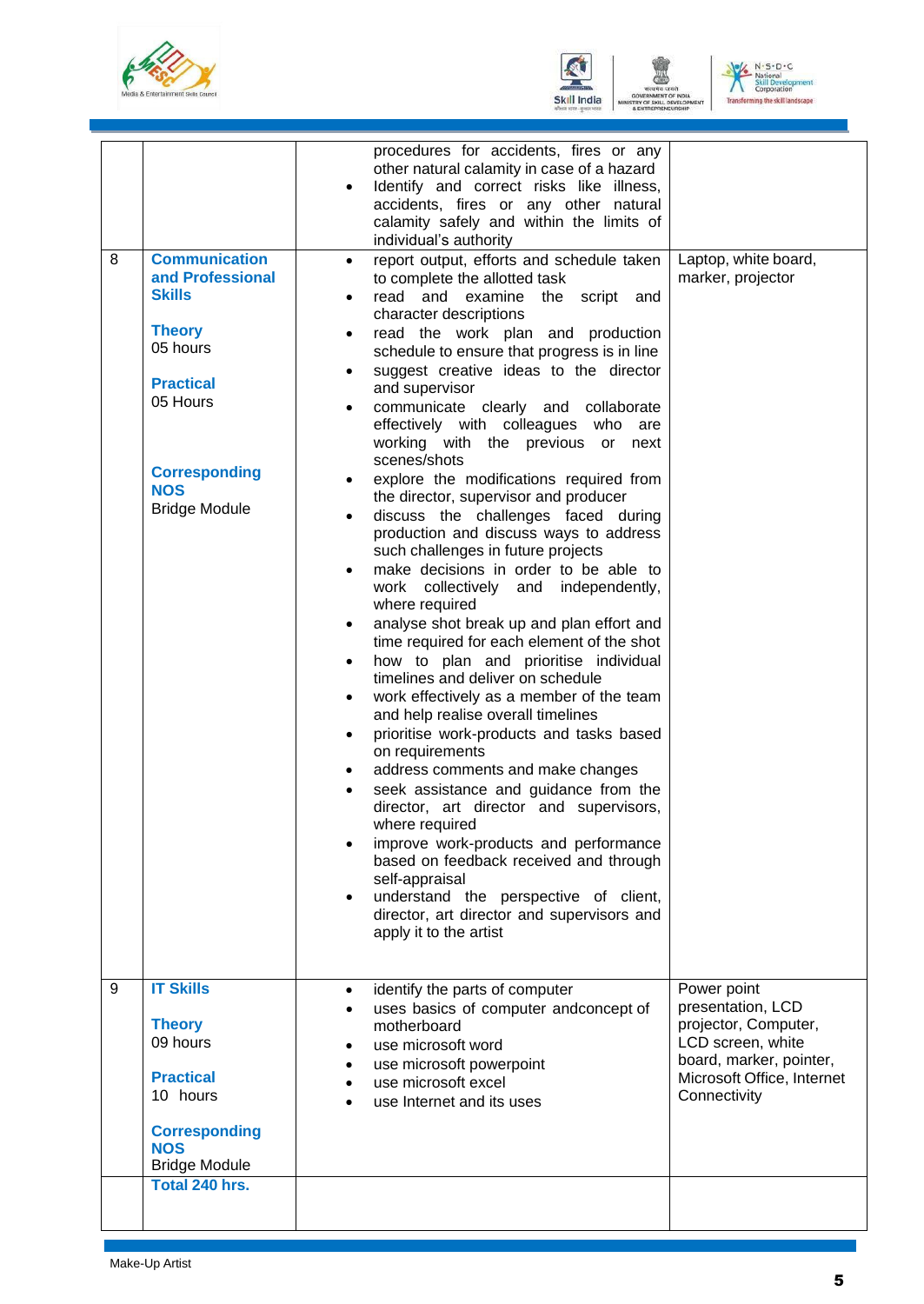| | | | |
|---|---|---|---|
| | | procedures for accidents, fires or any other natural calamity in case of a hazard<br>• Identify and correct risks like illness, accidents, fires or any other natural calamity safely and within the limits of individual's authority | |
| 8 | **Communication and Professional Skills**<br><br>**Theory**<br>05 hours<br><br>**Practical**<br>05 Hours<br><br>**Corresponding NOS**<br>Bridge Module | • report output, efforts and schedule taken to complete the allotted task<br>• read and examine the script and character descriptions<br>• read the work plan and production schedule to ensure that progress is in line<br>• suggest creative ideas to the director and supervisor<br>• communicate clearly and collaborate effectively with colleagues who are working with the previous or next scenes/shots<br>• explore the modifications required from the director, supervisor and producer<br>• discuss the challenges faced during production and discuss ways to address such challenges in future projects<br>• make decisions in order to be able to work collectively and independently, where required<br>• analyse shot break up and plan effort and time required for each element of the shot<br>• how to plan and prioritise individual timelines and deliver on schedule<br>• work effectively as a member of the team and help realise overall timelines<br>• prioritise work-products and tasks based on requirements<br>• address comments and make changes<br>• seek assistance and guidance from the director, art director and supervisors, where required<br>• improve work-products and performance based on feedback received and through self-appraisal<br>• understand the perspective of client, director, art director and supervisors and apply it to the artist | Laptop, white board, marker, projector |
| 9 | **IT Skills**<br><br>**Theory**<br>09 hours<br><br>**Practical**<br>10 hours<br><br>**Corresponding NOS**<br>Bridge Module | • identify the parts of computer<br>• uses basics of computer andconcept of motherboard<br>• use microsoft word<br>• use microsoft powerpoint<br>• use microsoft excel<br>• use Internet and its uses | Power point presentation, LCD projector, Computer, LCD screen, white board, marker, pointer, Microsoft Office, Internet Connectivity |
| | **Total 240 hrs.** | | |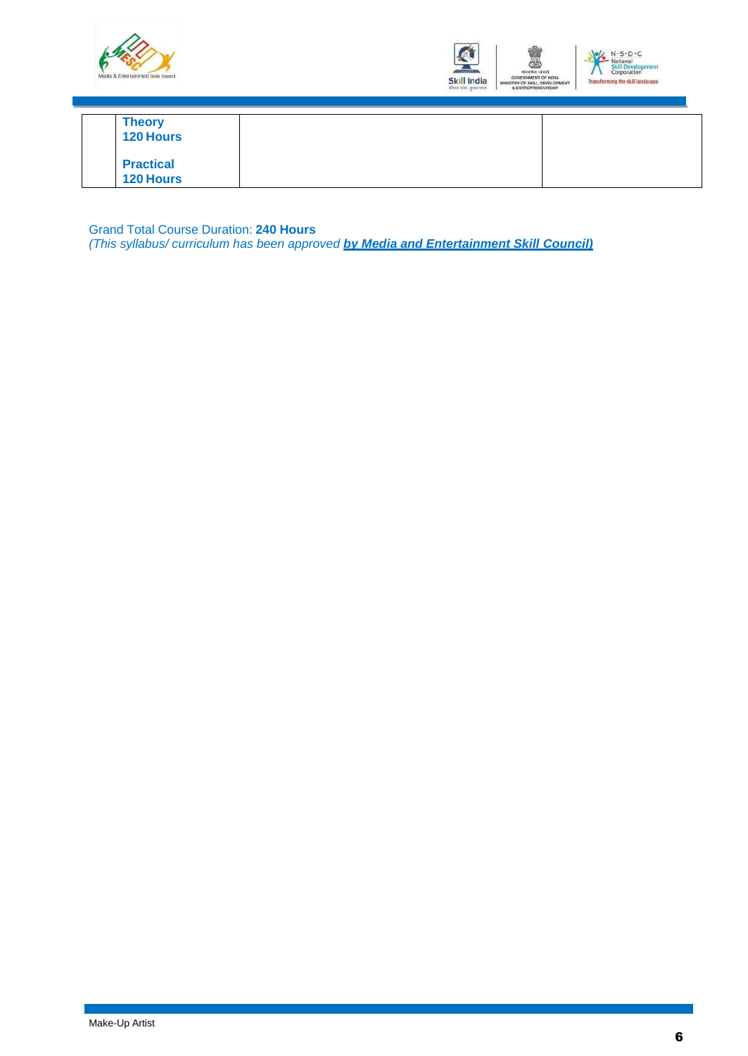|  |  |  |  |
|---|---|---|---|
|  | **Theory 120 Hours**<br><br>**Practical 120 Hours** |  |  |

Grand Total Course Duration: **240 Hours**
*(This syllabus/ curriculum has been approved **by Media and Entertainment Skill Council)***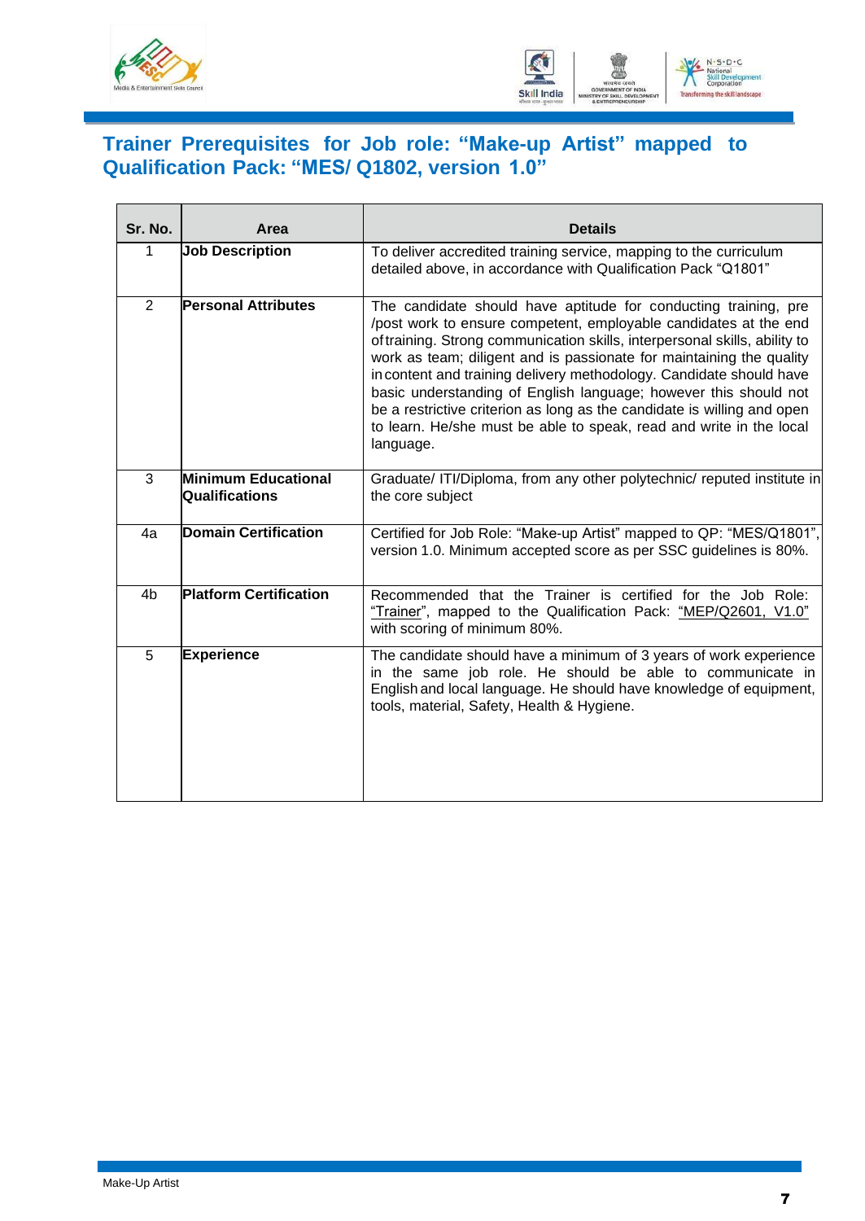## Trainer Prerequisites for Job role: "Make-up Artist" mapped to Qualification Pack: "MES/ Q1802, version 1.0"

| Sr. No. | Area | Details |
|---|---|---|
| 1 | **Job Description** | To deliver accredited training service, mapping to the curriculum detailed above, in accordance with Qualification Pack "Q1801" |
| 2 | **Personal Attributes** | The candidate should have aptitude for conducting training, pre /post work to ensure competent, employable candidates at the end of training. Strong communication skills, interpersonal skills, ability to work as team; diligent and is passionate for maintaining the quality in content and training delivery methodology. Candidate should have basic understanding of English language; however this should not be a restrictive criterion as long as the candidate is willing and open to learn. He/she must be able to speak, read and write in the local language. |
| 3 | **Minimum Educational Qualifications** | Graduate/ ITI/Diploma, from any other polytechnic/ reputed institute in the core subject |
| 4a | **Domain Certification** | Certified for Job Role: "Make-up Artist" mapped to QP: "MES/Q1801", version 1.0. Minimum accepted score as per SSC guidelines is 80%. |
| 4b | **Platform Certification** | Recommended that the Trainer is certified for the Job Role: "Trainer", mapped to the Qualification Pack: "MEP/Q2601, V1.0" with scoring of minimum 80%. |
| 5 | **Experience** | The candidate should have a minimum of 3 years of work experience in the same job role. He should be able to communicate in English and local language. He should have knowledge of equipment, tools, material, Safety, Health & Hygiene. |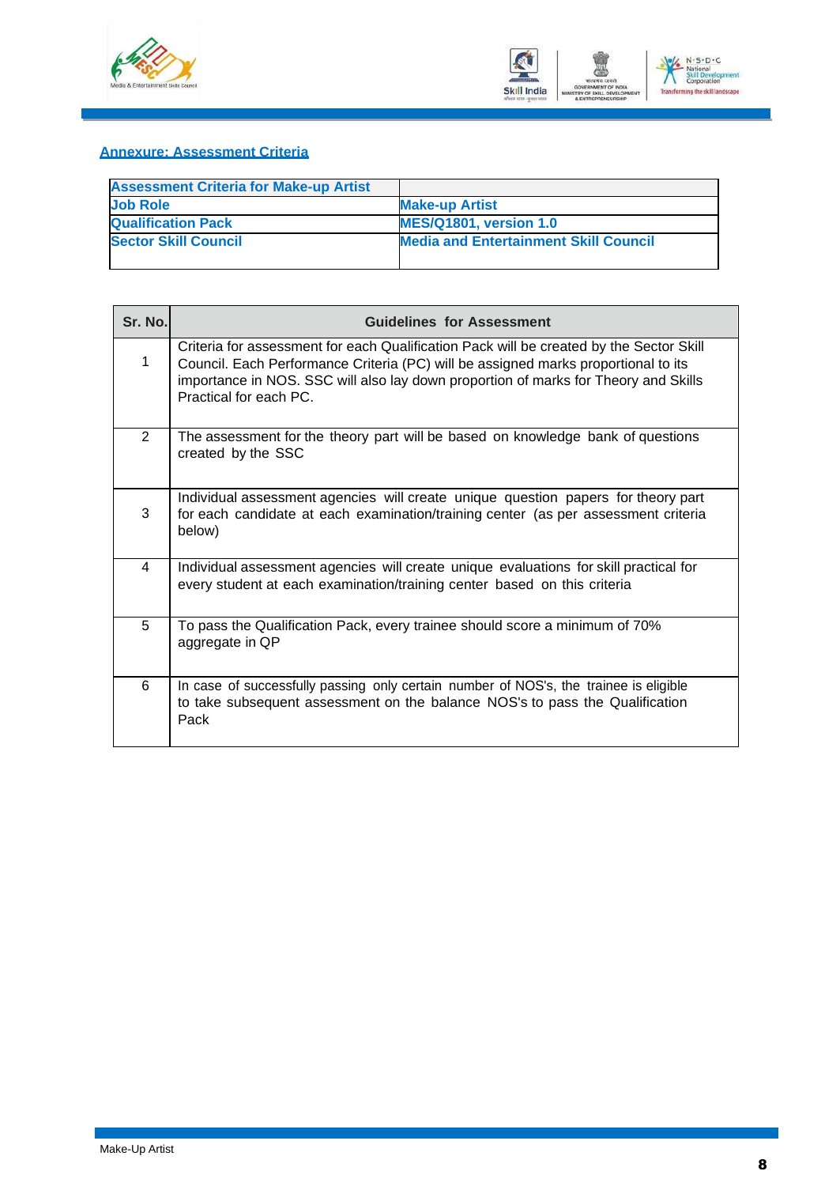## Annexure: Assessment Criteria

| Assessment Criteria for Make-up Artist | |
|---|---|
| Job Role | Make-up Artist |
| Qualification Pack | MES/Q1801, version 1.0 |
| Sector Skill Council | Media and Entertainment Skill Council |

| Sr. No. | Guidelines for Assessment |
|---|---|
| 1 | Criteria for assessment for each Qualification Pack will be created by the Sector Skill Council. Each Performance Criteria (PC) will be assigned marks proportional to its importance in NOS. SSC will also lay down proportion of marks for Theory and Skills Practical for each PC. |
| 2 | The assessment for the theory part will be based on knowledge bank of questions created by the SSC |
| 3 | Individual assessment agencies will create unique question papers for theory part for each candidate at each examination/training center (as per assessment criteria below) |
| 4 | Individual assessment agencies will create unique evaluations for skill practical for every student at each examination/training center based on this criteria |
| 5 | To pass the Qualification Pack, every trainee should score a minimum of 70% aggregate in QP |
| 6 | In case of successfully passing only certain number of NOS's, the trainee is eligible to take subsequent assessment on the balance NOS's to pass the Qualification Pack |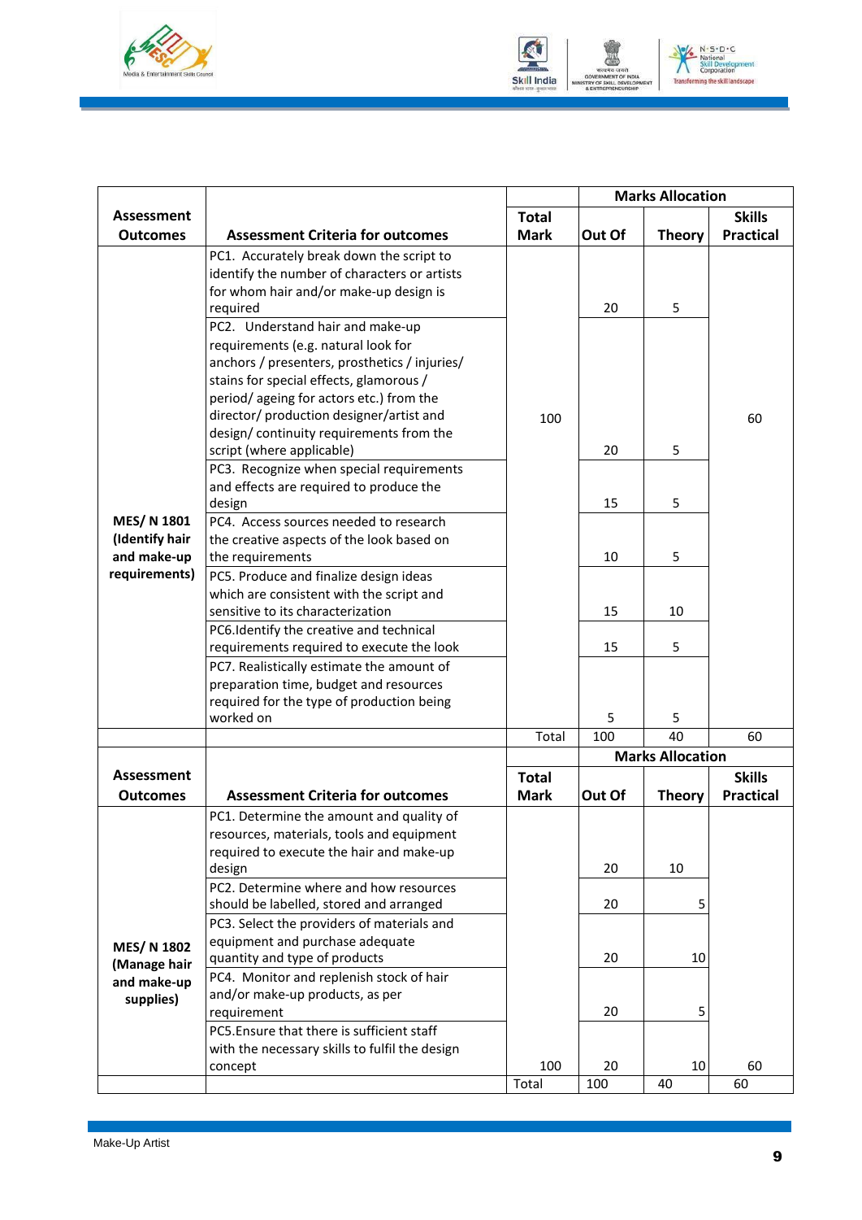| Assessment Outcomes | Assessment Criteria for outcomes | Total Mark | Marks Allocation | | |
|---|---|---|---|---|---|
| | | | Out Of | Theory | Skills Practical |
| MES/ N 1801 (Identify hair and make-up requirements) | PC1. Accurately break down the script to identify the number of characters or artists for whom hair and/or make-up design is required | 100 | 20 | 5 | 60 |
| | PC2. Understand hair and make-up requirements (e.g. natural look for anchors / presenters, prosthetics / injuries/ stains for special effects, glamorous / period/ ageing for actors etc.) from the director/ production designer/artist and design/ continuity requirements from the script (where applicable) | | 20 | 5 | |
| | PC3. Recognize when special requirements and effects are required to produce the design | | 15 | 5 | |
| | PC4. Access sources needed to research the creative aspects of the look based on the requirements | | 10 | 5 | |
| | PC5. Produce and finalize design ideas which are consistent with the script and sensitive to its characterization | | 15 | 10 | |
| | PC6.Identify the creative and technical requirements required to execute the look | | 15 | 5 | |
| | PC7. Realistically estimate the amount of preparation time, budget and resources required for the type of production being worked on | | 5 | 5 | |
| | | Total | 100 | 40 | 60 |

| Assessment Outcomes | Assessment Criteria for outcomes | Total Mark | Marks Allocation | | |
|---|---|---|---|---|---|
| | | | Out Of | Theory | Skills Practical |
| MES/ N 1802 (Manage hair and make-up supplies) | PC1. Determine the amount and quality of resources, materials, tools and equipment required to execute the hair and make-up design | 100 | 20 | 10 | 60 |
| | PC2. Determine where and how resources should be labelled, stored and arranged | | 20 | 5 | |
| | PC3. Select the providers of materials and equipment and purchase adequate quantity and type of products | | 20 | 10 | |
| | PC4. Monitor and replenish stock of hair and/or make-up products, as per requirement | | 20 | 5 | |
| | PC5.Ensure that there is sufficient staff with the necessary skills to fulfil the design concept | | 20 | 10 | |
| | | Total | 100 | 40 | 60 |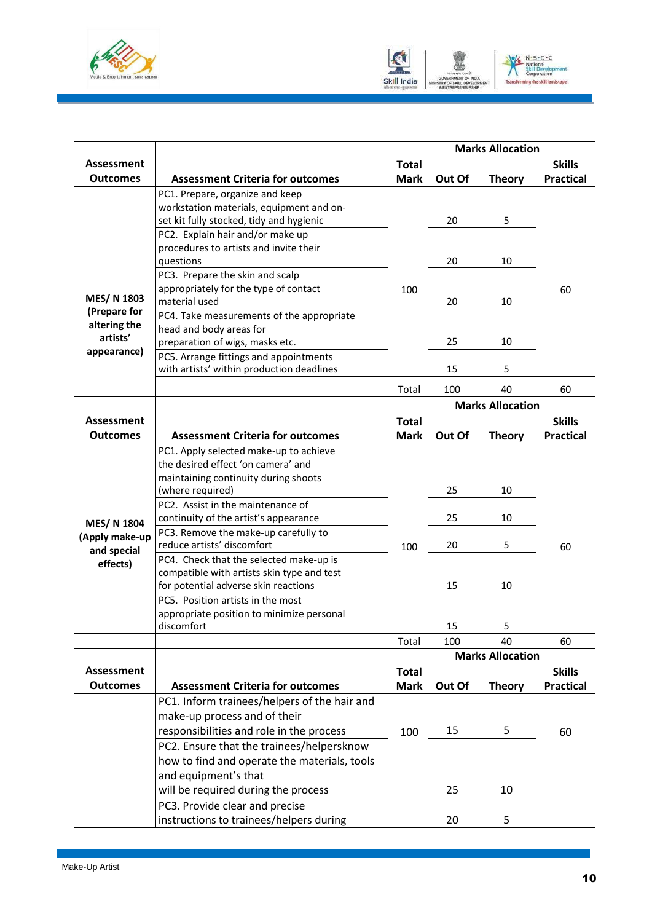| Assessment Outcomes | Assessment Criteria for outcomes | Total Mark | Marks Allocation | | |
|---|---|---|---|---|---|
| | | | Out Of | Theory | Skills Practical |
| MES/ N 1803 (Prepare for altering the artists' appearance) | PC1. Prepare, organize and keep workstation materials, equipment and on-set kit fully stocked, tidy and hygienic | 100 | 20 | 5 | 60 |
| | PC2. Explain hair and/or make up procedures to artists and invite their questions | | 20 | 10 | |
| | PC3. Prepare the skin and scalp appropriately for the type of contact material used | | 20 | 10 | |
| | PC4. Take measurements of the appropriate head and body areas for preparation of wigs, masks etc. | | 25 | 10 | |
| | PC5. Arrange fittings and appointments with artists' within production deadlines | | 15 | 5 | |
| | | Total | 100 | 40 | 60 |

| Assessment Outcomes | Assessment Criteria for outcomes | Total Mark | Marks Allocation | | |
|---|---|---|---|---|---|
| | | | Out Of | Theory | Skills Practical |
| MES/ N 1804 (Apply make-up and special effects) | PC1. Apply selected make-up to achieve the desired effect 'on camera' and maintaining continuity during shoots (where required) | 100 | 25 | 10 | 60 |
| | PC2. Assist in the maintenance of continuity of the artist's appearance | | 25 | 10 | |
| | PC3. Remove the make-up carefully to reduce artists' discomfort | | 20 | 5 | |
| | PC4. Check that the selected make-up is compatible with artists skin type and test for potential adverse skin reactions | | 15 | 10 | |
| | PC5. Position artists in the most appropriate position to minimize personal discomfort | | 15 | 5 | |
| | | Total | 100 | 40 | 60 |

| Assessment Outcomes | Assessment Criteria for outcomes | Total Mark | Marks Allocation | | |
|---|---|---|---|---|---|
| | | | Out Of | Theory | Skills Practical |
| | PC1. Inform trainees/helpers of the hair and make-up process and of their responsibilities and role in the process | 100 | 15 | 5 | 60 |
| | PC2. Ensure that the trainees/helpersknow how to find and operate the materials, tools and equipment's that will be required during the process | | 25 | 10 | |
| | PC3. Provide clear and precise instructions to trainees/helpers during | | 20 | 5 | |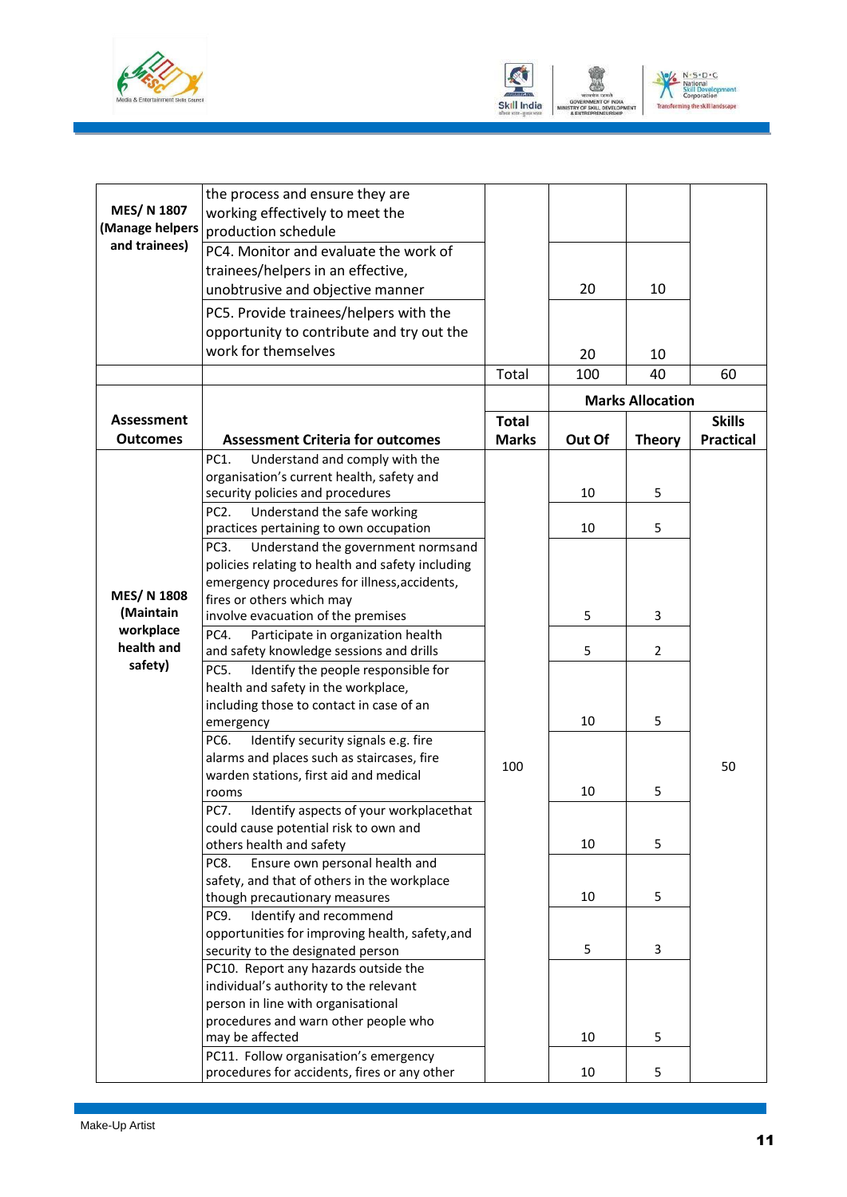| | | | | | |
|---|---|---|---|---|---|
| MES/ N 1807 (Manage helpers and trainees) | the process and ensure they are working effectively to meet the production schedule | | | | |
| | PC4. Monitor and evaluate the work of trainees/helpers in an effective, unobtrusive and objective manner | | 20 | 10 | |
| | PC5. Provide trainees/helpers with the opportunity to contribute and try out the work for themselves | | 20 | 10 | |
| | | Total | 100 | 40 | 60 |

| Assessment Outcomes | Assessment Criteria for outcomes | Total Marks | Marks Allocation | | |
|---|---|---|---|---|---|
| | | | Out Of | Theory | Skills Practical |
| MES/ N 1808 (Maintain workplace health and safety) | PC1. Understand and comply with the organisation's current health, safety and security policies and procedures | 100 | 10 | 5 | 50 |
| | PC2. Understand the safe working practices pertaining to own occupation | | 10 | 5 | |
| | PC3. Understand the government normsand policies relating to health and safety including emergency procedures for illness,accidents, fires or others which may involve evacuation of the premises | | 5 | 3 | |
| | PC4. Participate in organization health and safety knowledge sessions and drills | | 5 | 2 | |
| | PC5. Identify the people responsible for health and safety in the workplace, including those to contact in case of an emergency | | 10 | 5 | |
| | PC6. Identify security signals e.g. fire alarms and places such as staircases, fire warden stations, first aid and medical rooms | | 10 | 5 | |
| | PC7. Identify aspects of your workplacethat could cause potential risk to own and others health and safety | | 10 | 5 | |
| | PC8. Ensure own personal health and safety, and that of others in the workplace though precautionary measures | | 10 | 5 | |
| | PC9. Identify and recommend opportunities for improving health, safety,and security to the designated person | | 5 | 3 | |
| | PC10. Report any hazards outside the individual's authority to the relevant person in line with organisational procedures and warn other people who may be affected | | 10 | 5 | |
| | PC11. Follow organisation's emergency procedures for accidents, fires or any other | | 10 | 5 | |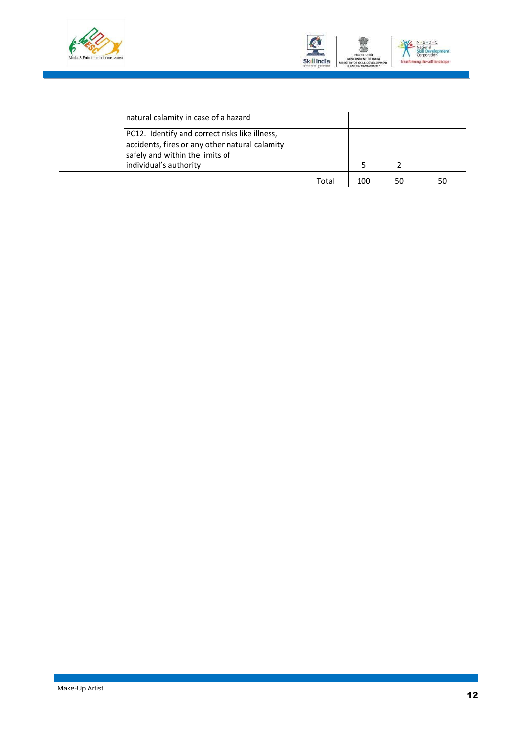| | | | | | |
|---|---|---|---|---|---|
| | natural calamity in case of a hazard | | | | |
| | PC12. Identify and correct risks like illness, accidents, fires or any other natural calamity safely and within the limits of individual's authority | | 5 | 2 | |
| | | Total | 100 | 50 | 50 |